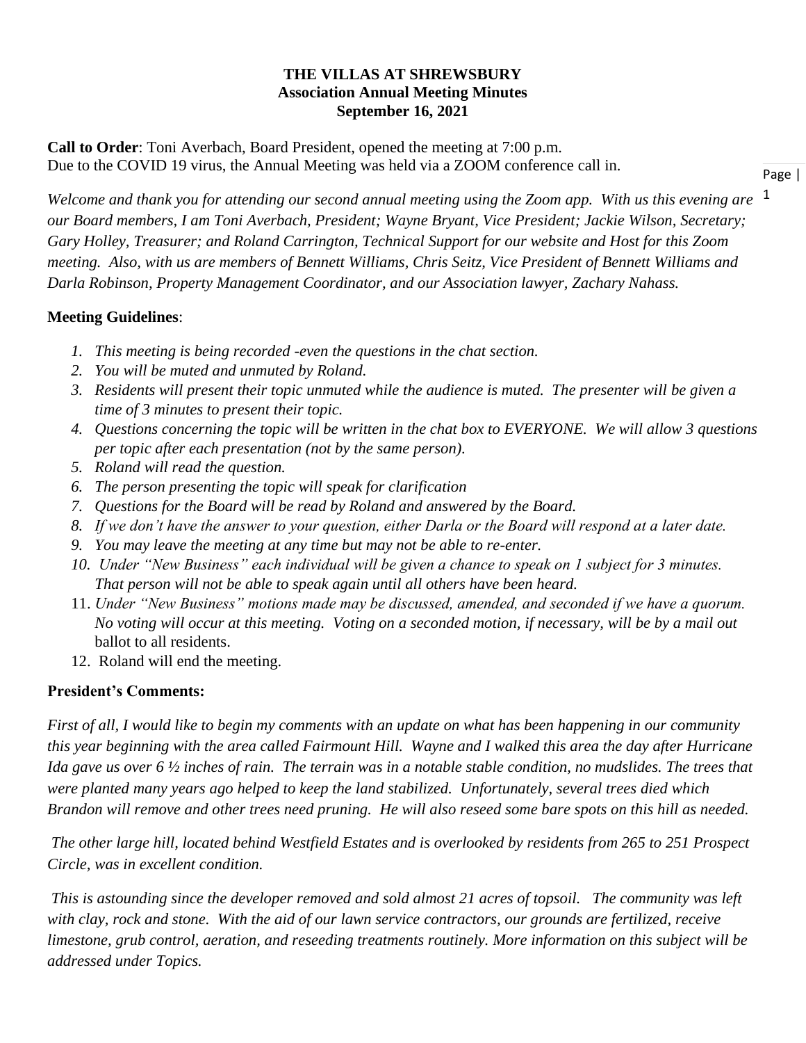**THE VILLAS AT SHREWSBURY**
**Association Annual Meeting Minutes**
**September 16, 2021**

**Call to Order**: Toni Averbach, Board President, opened the meeting at 7:00 p.m.
Due to the COVID 19 virus, the Annual Meeting was held via a ZOOM conference call in.

*Welcome and thank you for attending our second annual meeting using the Zoom app. With us this evening are our Board members, I am Toni Averbach, President; Wayne Bryant, Vice President; Jackie Wilson, Secretary; Gary Holley, Treasurer; and Roland Carrington, Technical Support for our website and Host for this Zoom meeting. Also, with us are members of Bennett Williams, Chris Seitz, Vice President of Bennett Williams and Darla Robinson, Property Management Coordinator, and our Association lawyer, Zachary Nahass.*

**Meeting Guidelines**:

1. *This meeting is being recorded -even the questions in the chat section.*
2. *You will be muted and unmuted by Roland.*
3. *Residents will present their topic unmuted while the audience is muted. The presenter will be given a time of 3 minutes to present their topic.*
4. *Questions concerning the topic will be written in the chat box to EVERYONE. We will allow 3 questions per topic after each presentation (not by the same person).*
5. *Roland will read the question.*
6. *The person presenting the topic will speak for clarification*
7. *Questions for the Board will be read by Roland and answered by the Board.*
8. *If we don't have the answer to your question, either Darla or the Board will respond at a later date.*
9. *You may leave the meeting at any time but may not be able to re-enter.*
10. *Under "New Business" each individual will be given a chance to speak on 1 subject for 3 minutes. That person will not be able to speak again until all others have been heard.*
11. *Under "New Business" motions made may be discussed, amended, and seconded if we have a quorum. No voting will occur at this meeting. Voting on a seconded motion, if necessary, will be by a mail out* ballot to all residents.
12. Roland will end the meeting.

**President's Comments:**

*First of all, I would like to begin my comments with an update on what has been happening in our community this year beginning with the area called Fairmount Hill. Wayne and I walked this area the day after Hurricane Ida gave us over 6 ½ inches of rain. The terrain was in a notable stable condition, no mudslides. The trees that were planted many years ago helped to keep the land stabilized. Unfortunately, several trees died which Brandon will remove and other trees need pruning. He will also reseed some bare spots on this hill as needed.*

*The other large hill, located behind Westfield Estates and is overlooked by residents from 265 to 251 Prospect Circle, was in excellent condition.*

*This is astounding since the developer removed and sold almost 21 acres of topsoil. The community was left with clay, rock and stone. With the aid of our lawn service contractors, our grounds are fertilized, receive limestone, grub control, aeration, and reseeding treatments routinely. More information on this subject will be addressed under Topics.*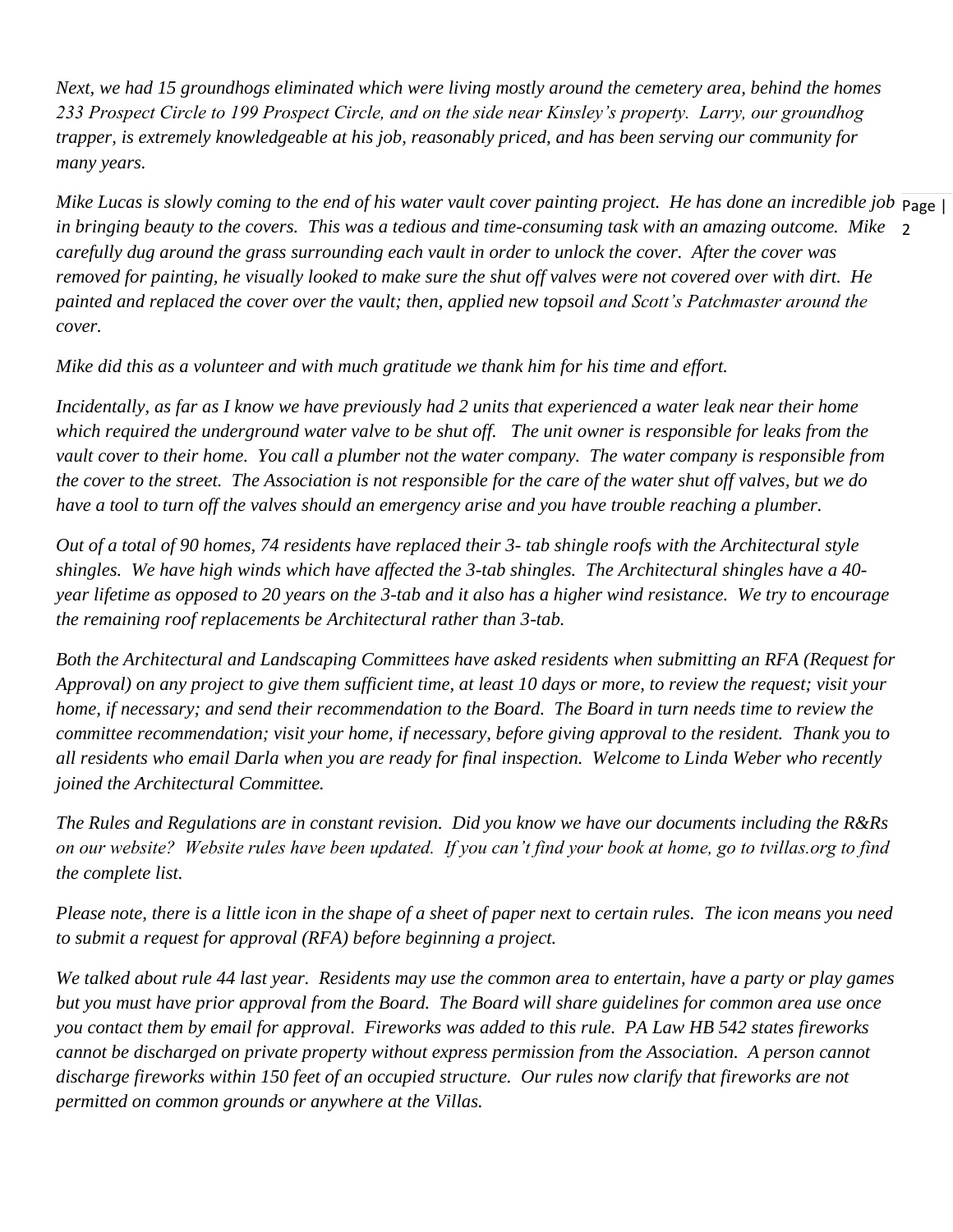*Next, we had 15 groundhogs eliminated which were living mostly around the cemetery area, behind the homes 233 Prospect Circle to 199 Prospect Circle, and on the side near Kinsley's property. Larry, our groundhog trapper, is extremely knowledgeable at his job, reasonably priced, and has been serving our community for many years.*

*Mike Lucas is slowly coming to the end of his water vault cover painting project. He has done an incredible job in bringing beauty to the covers. This was a tedious and time-consuming task with an amazing outcome. Mike carefully dug around the grass surrounding each vault in order to unlock the cover. After the cover was removed for painting, he visually looked to make sure the shut off valves were not covered over with dirt. He painted and replaced the cover over the vault; then, applied new topsoil and Scott's Patchmaster around the cover.*

*Mike did this as a volunteer and with much gratitude we thank him for his time and effort.*

*Incidentally, as far as I know we have previously had 2 units that experienced a water leak near their home which required the underground water valve to be shut off. The unit owner is responsible for leaks from the vault cover to their home. You call a plumber not the water company. The water company is responsible from the cover to the street. The Association is not responsible for the care of the water shut off valves, but we do have a tool to turn off the valves should an emergency arise and you have trouble reaching a plumber.*

*Out of a total of 90 homes, 74 residents have replaced their 3- tab shingle roofs with the Architectural style shingles. We have high winds which have affected the 3-tab shingles. The Architectural shingles have a 40-year lifetime as opposed to 20 years on the 3-tab and it also has a higher wind resistance. We try to encourage the remaining roof replacements be Architectural rather than 3-tab.*

*Both the Architectural and Landscaping Committees have asked residents when submitting an RFA (Request for Approval) on any project to give them sufficient time, at least 10 days or more, to review the request; visit your home, if necessary; and send their recommendation to the Board. The Board in turn needs time to review the committee recommendation; visit your home, if necessary, before giving approval to the resident. Thank you to all residents who email Darla when you are ready for final inspection. Welcome to Linda Weber who recently joined the Architectural Committee.*

*The Rules and Regulations are in constant revision. Did you know we have our documents including the R&Rs on our website? Website rules have been updated. If you can't find your book at home, go to tvillas.org to find the complete list.*

*Please note, there is a little icon in the shape of a sheet of paper next to certain rules. The icon means you need to submit a request for approval (RFA) before beginning a project.*

*We talked about rule 44 last year. Residents may use the common area to entertain, have a party or play games but you must have prior approval from the Board. The Board will share guidelines for common area use once you contact them by email for approval. Fireworks was added to this rule. PA Law HB 542 states fireworks cannot be discharged on private property without express permission from the Association. A person cannot discharge fireworks within 150 feet of an occupied structure. Our rules now clarify that fireworks are not permitted on common grounds or anywhere at the Villas.*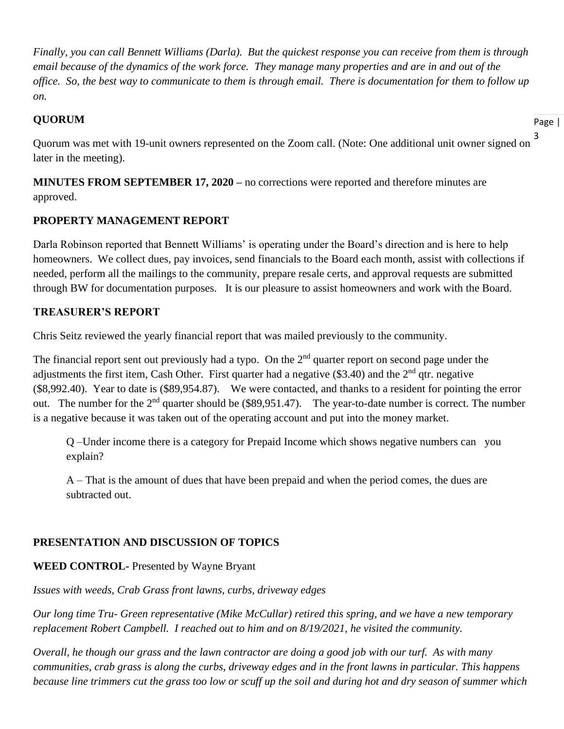*Finally, you can call Bennett Williams (Darla). But the quickest response you can receive from them is through email because of the dynamics of the work force. They manage many properties and are in and out of the office. So, the best way to communicate to them is through email. There is documentation for them to follow up on.*

**QUORUM**

Quorum was met with 19-unit owners represented on the Zoom call. (Note: One additional unit owner signed on later in the meeting).

**MINUTES FROM SEPTEMBER 17, 2020 –** no corrections were reported and therefore minutes are approved.

**PROPERTY MANAGEMENT REPORT**

Darla Robinson reported that Bennett Williams' is operating under the Board's direction and is here to help homeowners. We collect dues, pay invoices, send financials to the Board each month, assist with collections if needed, perform all the mailings to the community, prepare resale certs, and approval requests are submitted through BW for documentation purposes. It is our pleasure to assist homeowners and work with the Board.

**TREASURER'S REPORT**

Chris Seitz reviewed the yearly financial report that was mailed previously to the community.

The financial report sent out previously had a typo. On the 2nd quarter report on second page under the adjustments the first item, Cash Other. First quarter had a negative ($3.40) and the 2nd qtr. negative ($8,992.40). Year to date is ($89,954.87). We were contacted, and thanks to a resident for pointing the error out. The number for the 2nd quarter should be ($89,951.47). The year-to-date number is correct. The number is a negative because it was taken out of the operating account and put into the money market.

> Q –Under income there is a category for Prepaid Income which shows negative numbers can you explain?
>
> A – That is the amount of dues that have been prepaid and when the period comes, the dues are subtracted out.

**PRESENTATION AND DISCUSSION OF TOPICS**

**WEED CONTROL-** Presented by Wayne Bryant

*Issues with weeds, Crab Grass front lawns, curbs, driveway edges*

*Our long time Tru- Green representative (Mike McCullar) retired this spring, and we have a new temporary replacement Robert Campbell. I reached out to him and on 8/19/2021, he visited the community.*

*Overall, he though our grass and the lawn contractor are doing a good job with our turf. As with many communities, crab grass is along the curbs, driveway edges and in the front lawns in particular. This happens because line trimmers cut the grass too low or scuff up the soil and during hot and dry season of summer which*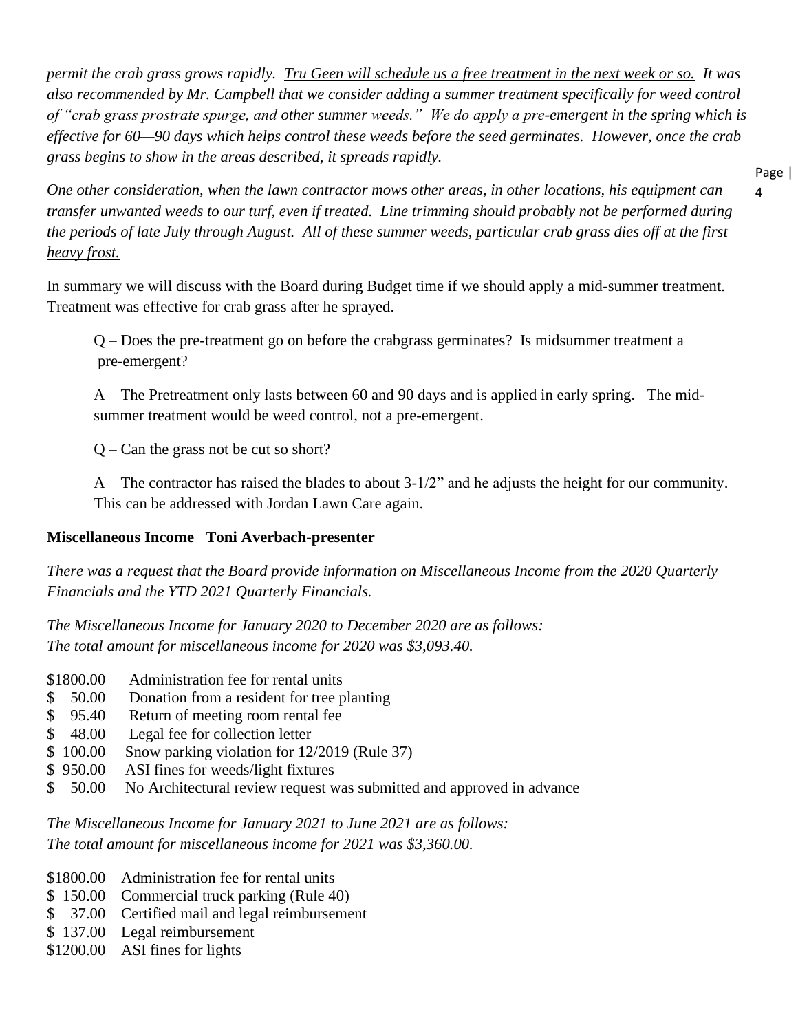*permit the crab grass grows rapidly. <u>Tru Geen will schedule us a free treatment in the next week or so.</u> It was also recommended by Mr. Campbell that we consider adding a summer treatment specifically for weed control of "crab grass prostrate spurge, and other summer weeds." We do apply a pre-emergent in the spring which is effective for 60—90 days which helps control these weeds before the seed germinates. However, once the crab grass begins to show in the areas described, it spreads rapidly.*

*One other consideration, when the lawn contractor mows other areas, in other locations, his equipment can transfer unwanted weeds to our turf, even if treated. Line trimming should probably not be performed during the periods of late July through August. <u>All of these summer weeds, particular crab grass dies off at the first heavy frost.</u>*

In summary we will discuss with the Board during Budget time if we should apply a mid-summer treatment. Treatment was effective for crab grass after he sprayed.

> Q – Does the pre-treatment go on before the crabgrass germinates? Is midsummer treatment a pre-emergent?
>
> A – The Pretreatment only lasts between 60 and 90 days and is applied in early spring. The mid-summer treatment would be weed control, not a pre-emergent.
>
> Q – Can the grass not be cut so short?
>
> A – The contractor has raised the blades to about 3-1/2" and he adjusts the height for our community. This can be addressed with Jordan Lawn Care again.

**Miscellaneous Income Toni Averbach-presenter**

*There was a request that the Board provide information on Miscellaneous Income from the 2020 Quarterly Financials and the YTD 2021 Quarterly Financials.*

*The Miscellaneous Income for January 2020 to December 2020 are as follows:*
*The total amount for miscellaneous income for 2020 was $3,093.40.*

- $1800.00 Administration fee for rental units
- $ 50.00 Donation from a resident for tree planting
- $ 95.40 Return of meeting room rental fee
- $ 48.00 Legal fee for collection letter
- $ 100.00 Snow parking violation for 12/2019 (Rule 37)
- $ 950.00 ASI fines for weeds/light fixtures
- $ 50.00 No Architectural review request was submitted and approved in advance

*The Miscellaneous Income for January 2021 to June 2021 are as follows:*
*The total amount for miscellaneous income for 2021 was $3,360.00.*

- $1800.00 Administration fee for rental units
- $ 150.00 Commercial truck parking (Rule 40)
- $ 37.00 Certified mail and legal reimbursement
- $ 137.00 Legal reimbursement
- $1200.00 ASI fines for lights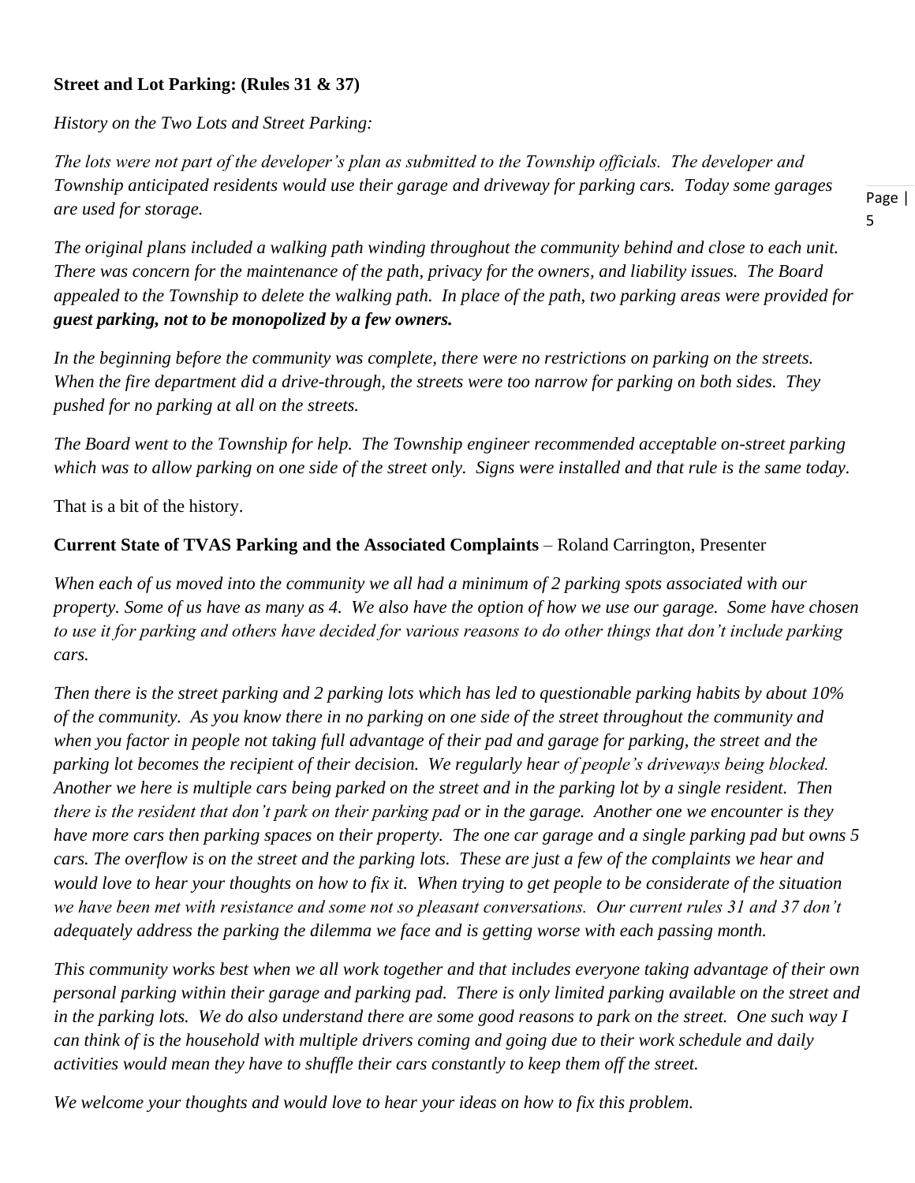**Street and Lot Parking: (Rules 31 & 37)**

*History on the Two Lots and Street Parking:*

*The lots were not part of the developer's plan as submitted to the Township officials. The developer and Township anticipated residents would use their garage and driveway for parking cars. Today some garages are used for storage.*

*The original plans included a walking path winding throughout the community behind and close to each unit. There was concern for the maintenance of the path, privacy for the owners, and liability issues. The Board appealed to the Township to delete the walking path. In place of the path, two parking areas were provided for **guest parking, not to be monopolized by a few owners.***

*In the beginning before the community was complete, there were no restrictions on parking on the streets. When the fire department did a drive-through, the streets were too narrow for parking on both sides. They pushed for no parking at all on the streets.*

*The Board went to the Township for help. The Township engineer recommended acceptable on-street parking which was to allow parking on one side of the street only. Signs were installed and that rule is the same today.*

That is a bit of the history.

**Current State of TVAS Parking and the Associated Complaints** – Roland Carrington, Presenter

*When each of us moved into the community we all had a minimum of 2 parking spots associated with our property. Some of us have as many as 4. We also have the option of how we use our garage. Some have chosen to use it for parking and others have decided for various reasons to do other things that don't include parking cars.*

*Then there is the street parking and 2 parking lots which has led to questionable parking habits by about 10% of the community. As you know there in no parking on one side of the street throughout the community and when you factor in people not taking full advantage of their pad and garage for parking, the street and the parking lot becomes the recipient of their decision. We regularly hear of people's driveways being blocked. Another we here is multiple cars being parked on the street and in the parking lot by a single resident. Then there is the resident that don't park on their parking pad or in the garage. Another one we encounter is they have more cars then parking spaces on their property. The one car garage and a single parking pad but owns 5 cars. The overflow is on the street and the parking lots. These are just a few of the complaints we hear and would love to hear your thoughts on how to fix it. When trying to get people to be considerate of the situation we have been met with resistance and some not so pleasant conversations. Our current rules 31 and 37 don't adequately address the parking the dilemma we face and is getting worse with each passing month.*

*This community works best when we all work together and that includes everyone taking advantage of their own personal parking within their garage and parking pad. There is only limited parking available on the street and in the parking lots. We do also understand there are some good reasons to park on the street. One such way I can think of is the household with multiple drivers coming and going due to their work schedule and daily activities would mean they have to shuffle their cars constantly to keep them off the street.*

*We welcome your thoughts and would love to hear your ideas on how to fix this problem.*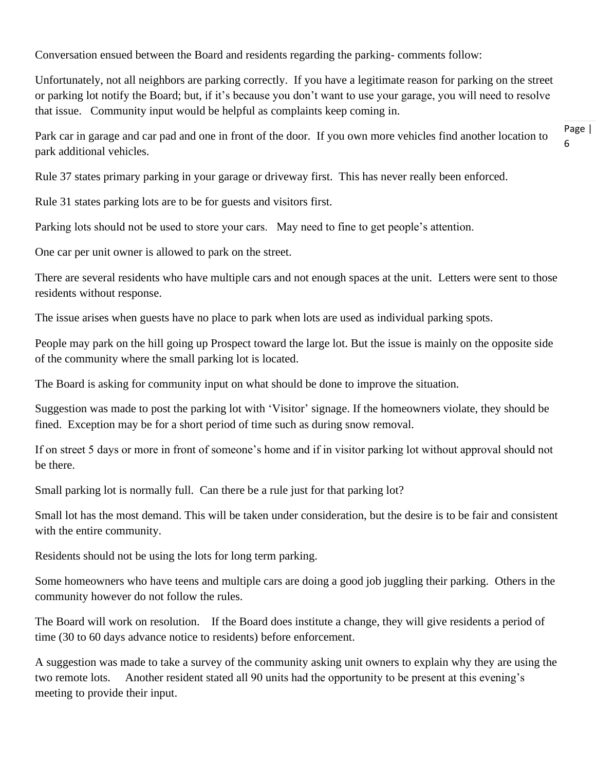Conversation ensued between the Board and residents regarding the parking- comments follow:

Unfortunately, not all neighbors are parking correctly. If you have a legitimate reason for parking on the street or parking lot notify the Board; but, if it's because you don't want to use your garage, you will need to resolve that issue. Community input would be helpful as complaints keep coming in.

Park car in garage and car pad and one in front of the door. If you own more vehicles find another location to park additional vehicles.

Rule 37 states primary parking in your garage or driveway first. This has never really been enforced.

Rule 31 states parking lots are to be for guests and visitors first.

Parking lots should not be used to store your cars. May need to fine to get people's attention.

One car per unit owner is allowed to park on the street.

There are several residents who have multiple cars and not enough spaces at the unit. Letters were sent to those residents without response.

The issue arises when guests have no place to park when lots are used as individual parking spots.

People may park on the hill going up Prospect toward the large lot. But the issue is mainly on the opposite side of the community where the small parking lot is located.

The Board is asking for community input on what should be done to improve the situation.

Suggestion was made to post the parking lot with 'Visitor' signage. If the homeowners violate, they should be fined. Exception may be for a short period of time such as during snow removal.

If on street 5 days or more in front of someone's home and if in visitor parking lot without approval should not be there.

Small parking lot is normally full. Can there be a rule just for that parking lot?

Small lot has the most demand. This will be taken under consideration, but the desire is to be fair and consistent with the entire community.

Residents should not be using the lots for long term parking.

Some homeowners who have teens and multiple cars are doing a good job juggling their parking. Others in the community however do not follow the rules.

The Board will work on resolution. If the Board does institute a change, they will give residents a period of time (30 to 60 days advance notice to residents) before enforcement.

A suggestion was made to take a survey of the community asking unit owners to explain why they are using the two remote lots. Another resident stated all 90 units had the opportunity to be present at this evening's meeting to provide their input.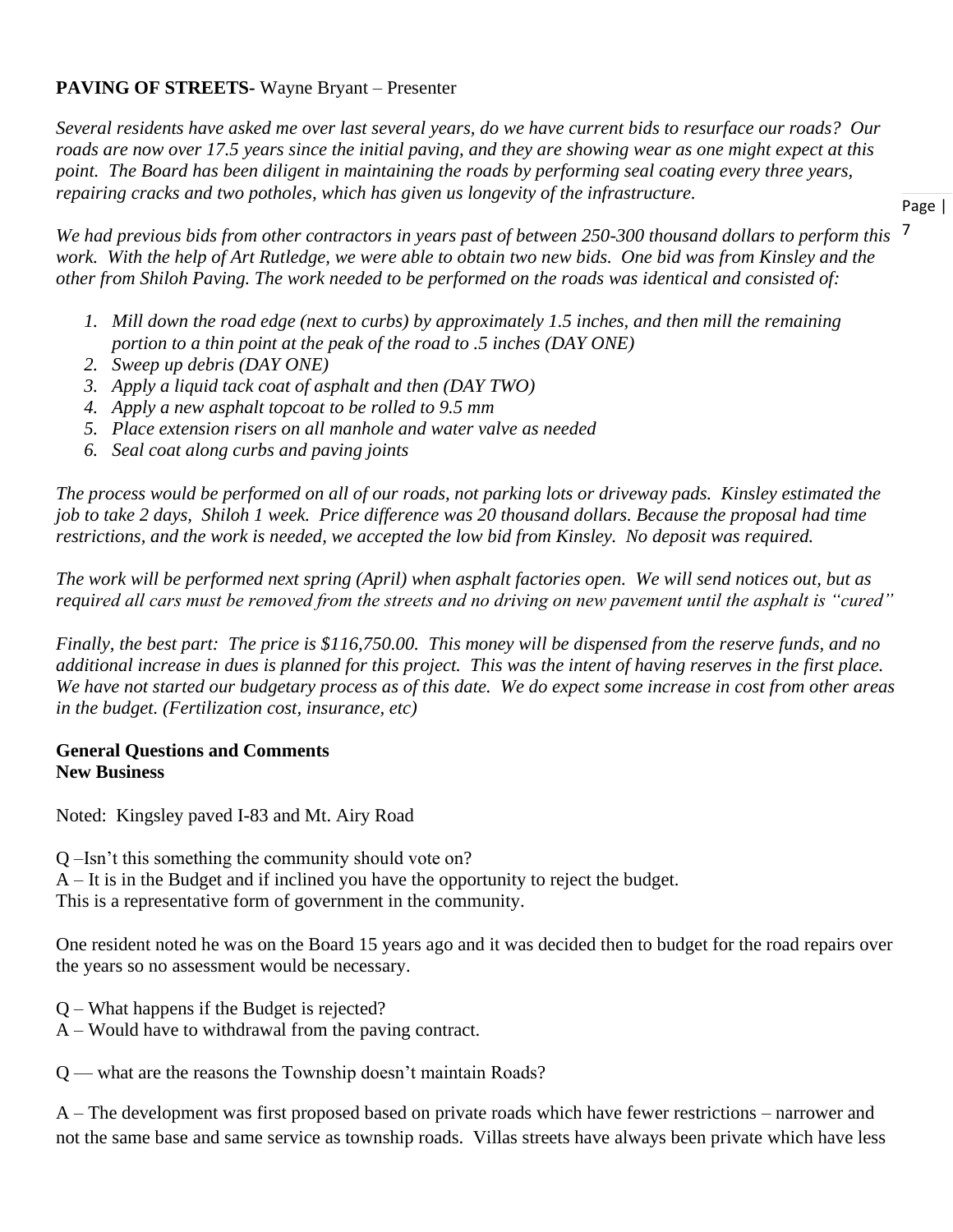**PAVING OF STREETS-** Wayne Bryant – Presenter

*Several residents have asked me over last several years, do we have current bids to resurface our roads? Our roads are now over 17.5 years since the initial paving, and they are showing wear as one might expect at this point. The Board has been diligent in maintaining the roads by performing seal coating every three years, repairing cracks and two potholes, which has given us longevity of the infrastructure.*

*We had previous bids from other contractors in years past of between 250-300 thousand dollars to perform this work. With the help of Art Rutledge, we were able to obtain two new bids. One bid was from Kinsley and the other from Shiloh Paving. The work needed to be performed on the roads was identical and consisted of:*

1. *Mill down the road edge (next to curbs) by approximately 1.5 inches, and then mill the remaining portion to a thin point at the peak of the road to .5 inches (DAY ONE)*
2. *Sweep up debris (DAY ONE)*
3. *Apply a liquid tack coat of asphalt and then (DAY TWO)*
4. *Apply a new asphalt topcoat to be rolled to 9.5 mm*
5. *Place extension risers on all manhole and water valve as needed*
6. *Seal coat along curbs and paving joints*

*The process would be performed on all of our roads, not parking lots or driveway pads. Kinsley estimated the job to take 2 days, Shiloh 1 week. Price difference was 20 thousand dollars. Because the proposal had time restrictions, and the work is needed, we accepted the low bid from Kinsley. No deposit was required.*

*The work will be performed next spring (April) when asphalt factories open. We will send notices out, but as required all cars must be removed from the streets and no driving on new pavement until the asphalt is "cured"*

*Finally, the best part: The price is $116,750.00. This money will be dispensed from the reserve funds, and no additional increase in dues is planned for this project. This was the intent of having reserves in the first place. We have not started our budgetary process as of this date. We do expect some increase in cost from other areas in the budget. (Fertilization cost, insurance, etc)*

**General Questions and Comments**
**New Business**

Noted: Kingsley paved I-83 and Mt. Airy Road

Q –Isn't this something the community should vote on?
A – It is in the Budget and if inclined you have the opportunity to reject the budget.
This is a representative form of government in the community.

One resident noted he was on the Board 15 years ago and it was decided then to budget for the road repairs over the years so no assessment would be necessary.

Q – What happens if the Budget is rejected?
A – Would have to withdrawal from the paving contract.

Q — what are the reasons the Township doesn't maintain Roads?

A – The development was first proposed based on private roads which have fewer restrictions – narrower and not the same base and same service as township roads. Villas streets have always been private which have less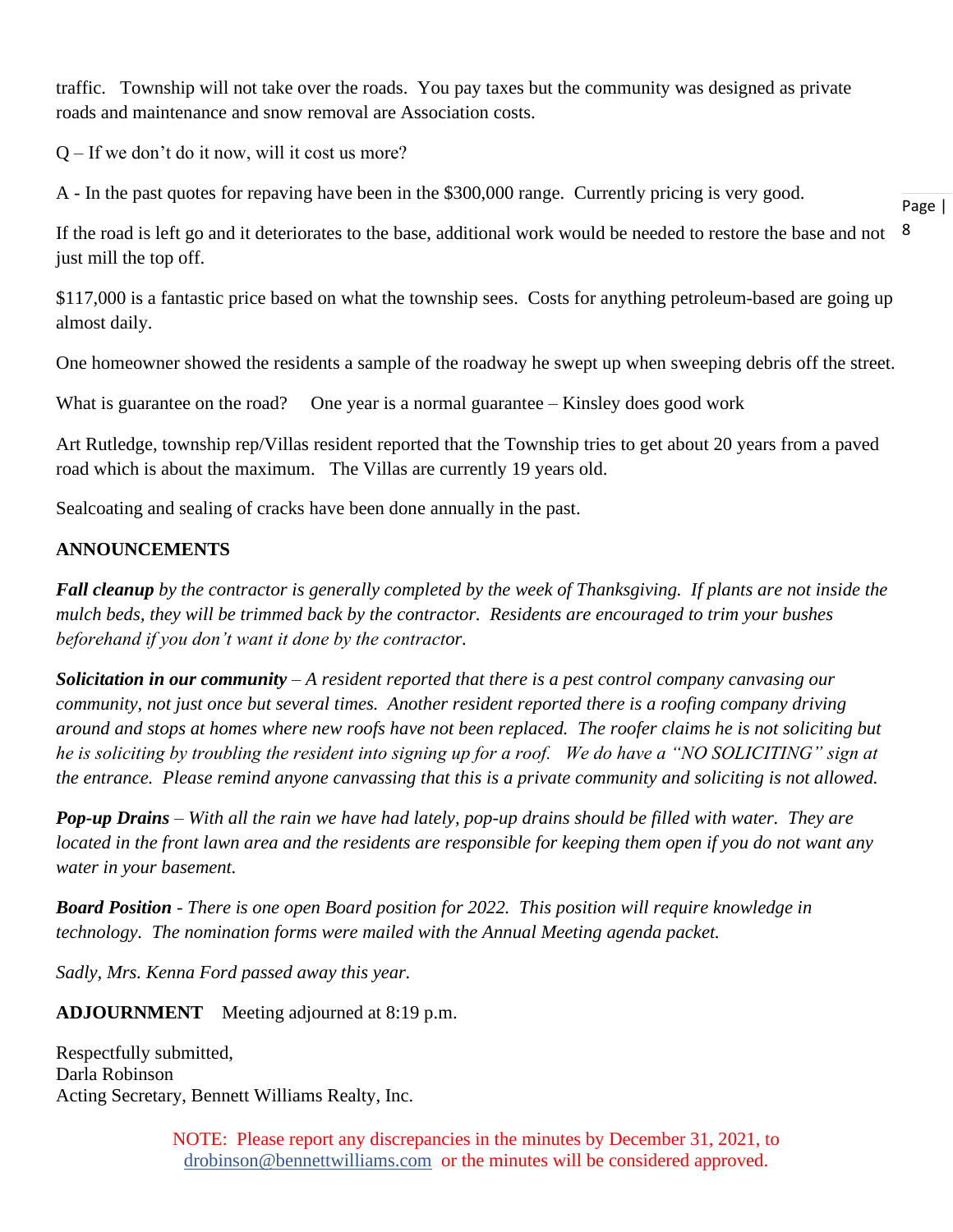traffic. Township will not take over the roads. You pay taxes but the community was designed as private roads and maintenance and snow removal are Association costs.

Q – If we don't do it now, will it cost us more?

A - In the past quotes for repaving have been in the $300,000 range. Currently pricing is very good.

If the road is left go and it deteriorates to the base, additional work would be needed to restore the base and not just mill the top off.

$117,000 is a fantastic price based on what the township sees. Costs for anything petroleum-based are going up almost daily.

One homeowner showed the residents a sample of the roadway he swept up when sweeping debris off the street.

What is guarantee on the road? One year is a normal guarantee – Kinsley does good work

Art Rutledge, township rep/Villas resident reported that the Township tries to get about 20 years from a paved road which is about the maximum. The Villas are currently 19 years old.

Sealcoating and sealing of cracks have been done annually in the past.

**ANNOUNCEMENTS**

***Fall cleanup*** *by the contractor is generally completed by the week of Thanksgiving. If plants are not inside the mulch beds, they will be trimmed back by the contractor. Residents are encouraged to trim your bushes beforehand if you don't want it done by the contractor.*

***Solicitation in our community*** *– A resident reported that there is a pest control company canvasing our community, not just once but several times. Another resident reported there is a roofing company driving around and stops at homes where new roofs have not been replaced. The roofer claims he is not soliciting but he is soliciting by troubling the resident into signing up for a roof. We do have a "NO SOLICITING" sign at the entrance. Please remind anyone canvassing that this is a private community and soliciting is not allowed.*

***Pop-up Drains*** *– With all the rain we have had lately, pop-up drains should be filled with water. They are located in the front lawn area and the residents are responsible for keeping them open if you do not want any water in your basement.*

***Board Position*** *- There is one open Board position for 2022. This position will require knowledge in technology. The nomination forms were mailed with the Annual Meeting agenda packet.*

*Sadly, Mrs. Kenna Ford passed away this year.*

**ADJOURNMENT** Meeting adjourned at 8:19 p.m.

Respectfully submitted,
Darla Robinson
Acting Secretary, Bennett Williams Realty, Inc.

NOTE: Please report any discrepancies in the minutes by December 31, 2021, to drobinson@bennettwilliams.com or the minutes will be considered approved.